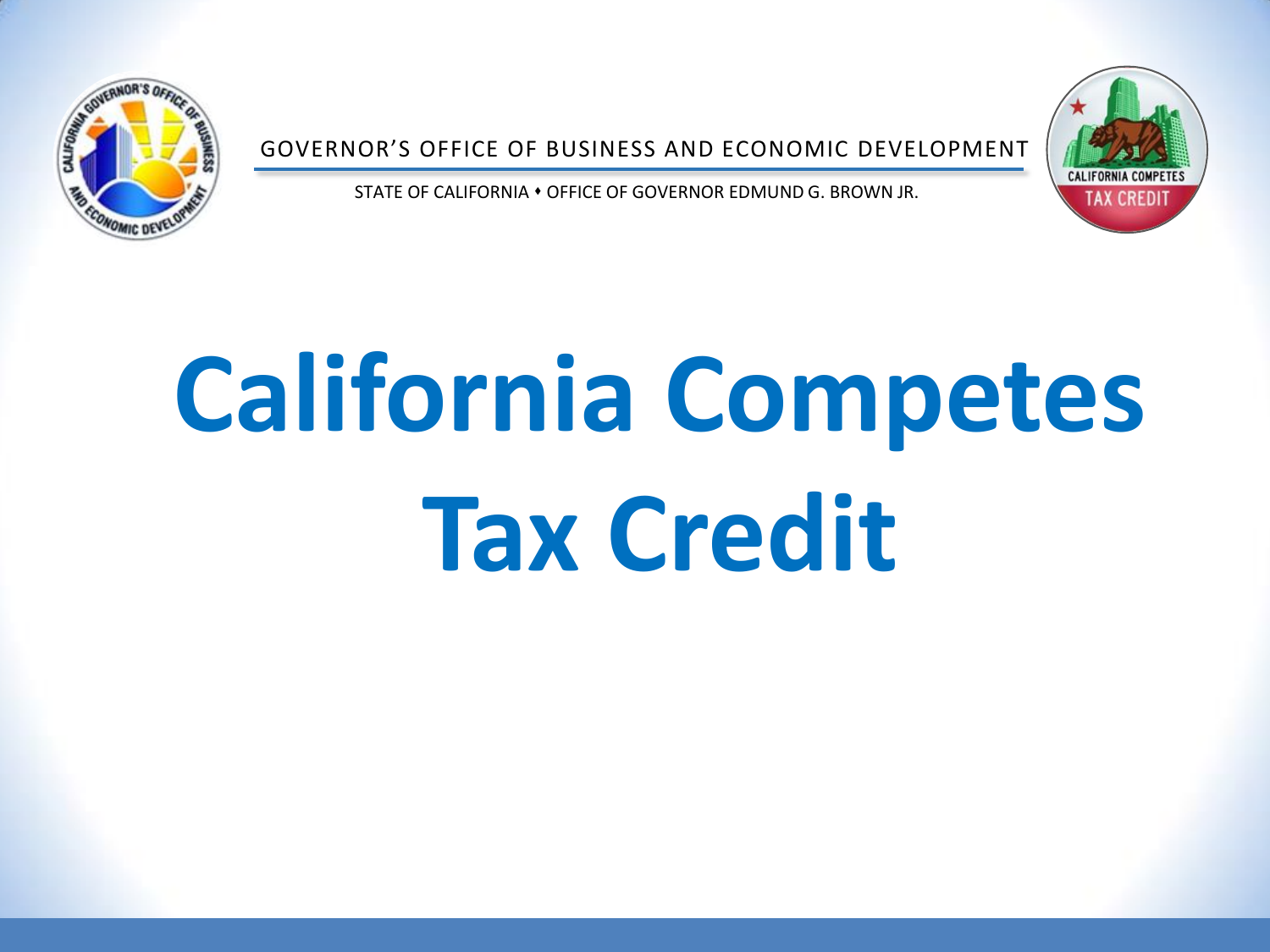GOVERNOR'S OFFICE OF BUSINESS AND ECONOMIC DEVELOPMENT

STATE OF CALIFORNIA • OFFICE OF GOVERNOR EDMUND G. BROWN JR.

# California Competes Tax Credit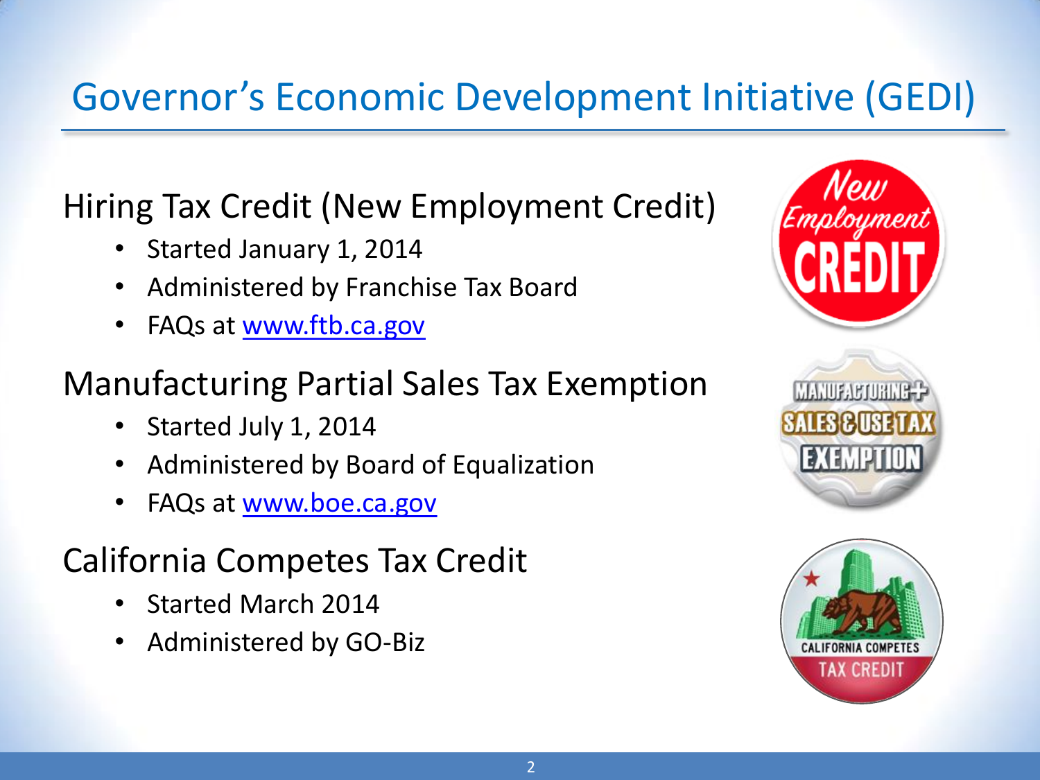# Governor's Economic Development Initiative (GEDI)

## Hiring Tax Credit (New Employment Credit)

- Started January 1, 2014
- Administered by Franchise Tax Board
- FAQs at [www.ftb.ca.gov](http://www.ftb.ca.gov)

## Manufacturing Partial Sales Tax Exemption

- Started July 1, 2014
- Administered by Board of Equalization
- FAQs at [www.boe.ca.gov](http://www.boe.ca.gov)

## California Competes Tax Credit

- Started March 2014
- Administered by GO-Biz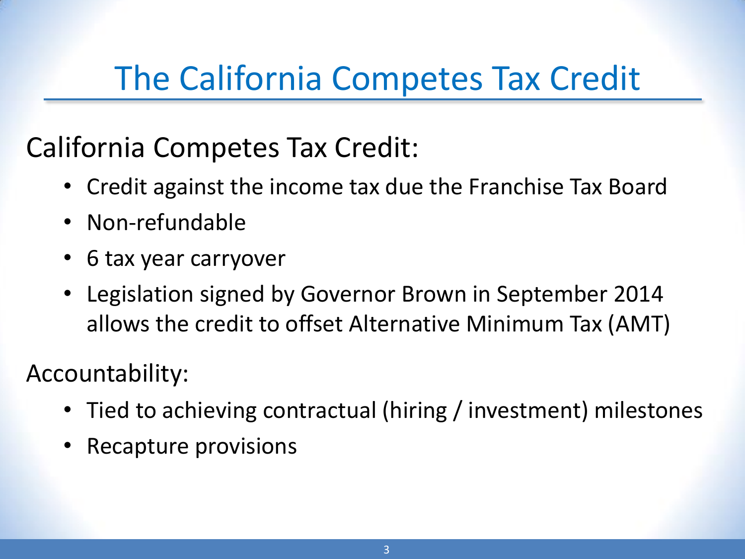# The California Competes Tax Credit

California Competes Tax Credit:

- Credit against the income tax due the Franchise Tax Board
- Non-refundable
- 6 tax year carryover
- Legislation signed by Governor Brown in September 2014 allows the credit to offset Alternative Minimum Tax (AMT)

Accountability:

- Tied to achieving contractual (hiring / investment) milestones
- Recapture provisions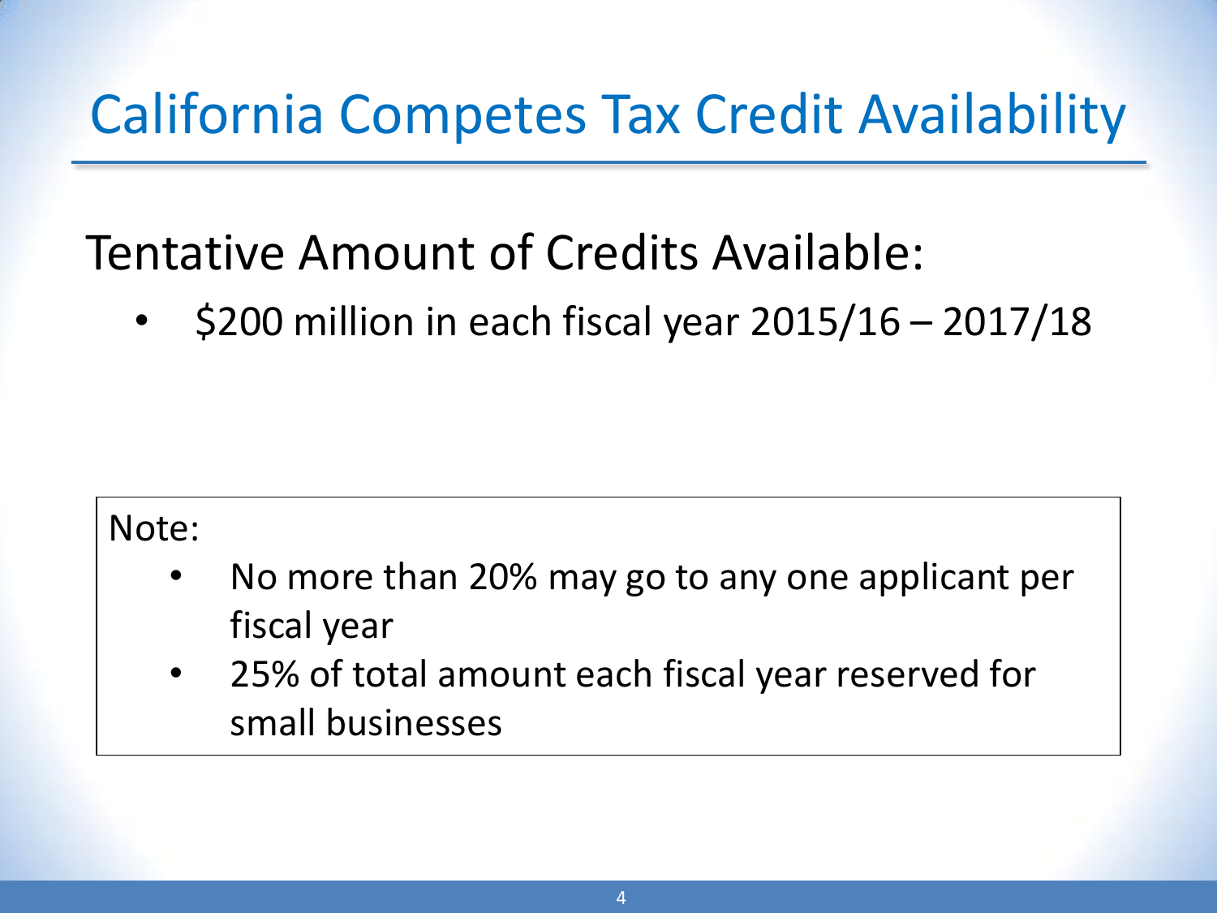# California Competes Tax Credit Availability

## Tentative Amount of Credits Available:

- $200 million in each fiscal year 2015/16 – 2017/18

Note:

- No more than 20% may go to any one applicant per fiscal year
- 25% of total amount each fiscal year reserved for small businesses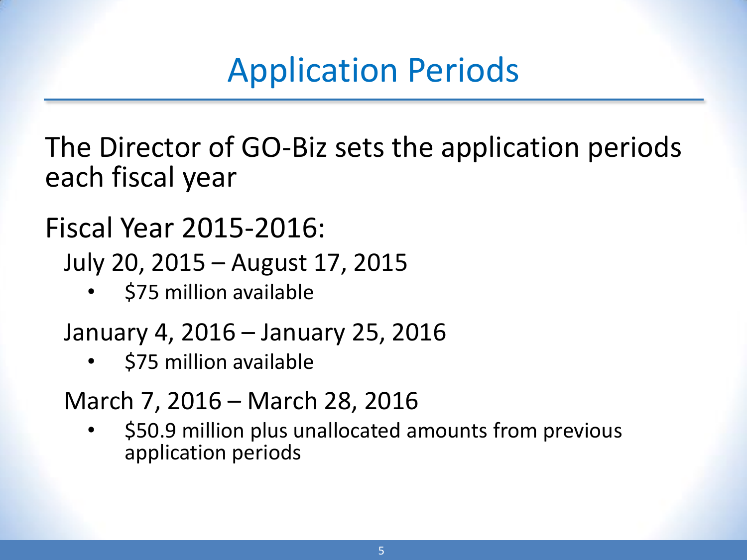# Application Periods

The Director of GO-Biz sets the application periods each fiscal year

Fiscal Year 2015-2016:

July 20, 2015 – August 17, 2015

- $75 million available

January 4, 2016 – January 25, 2016

- $75 million available

March 7, 2016 – March 28, 2016

- $50.9 million plus unallocated amounts from previous application periods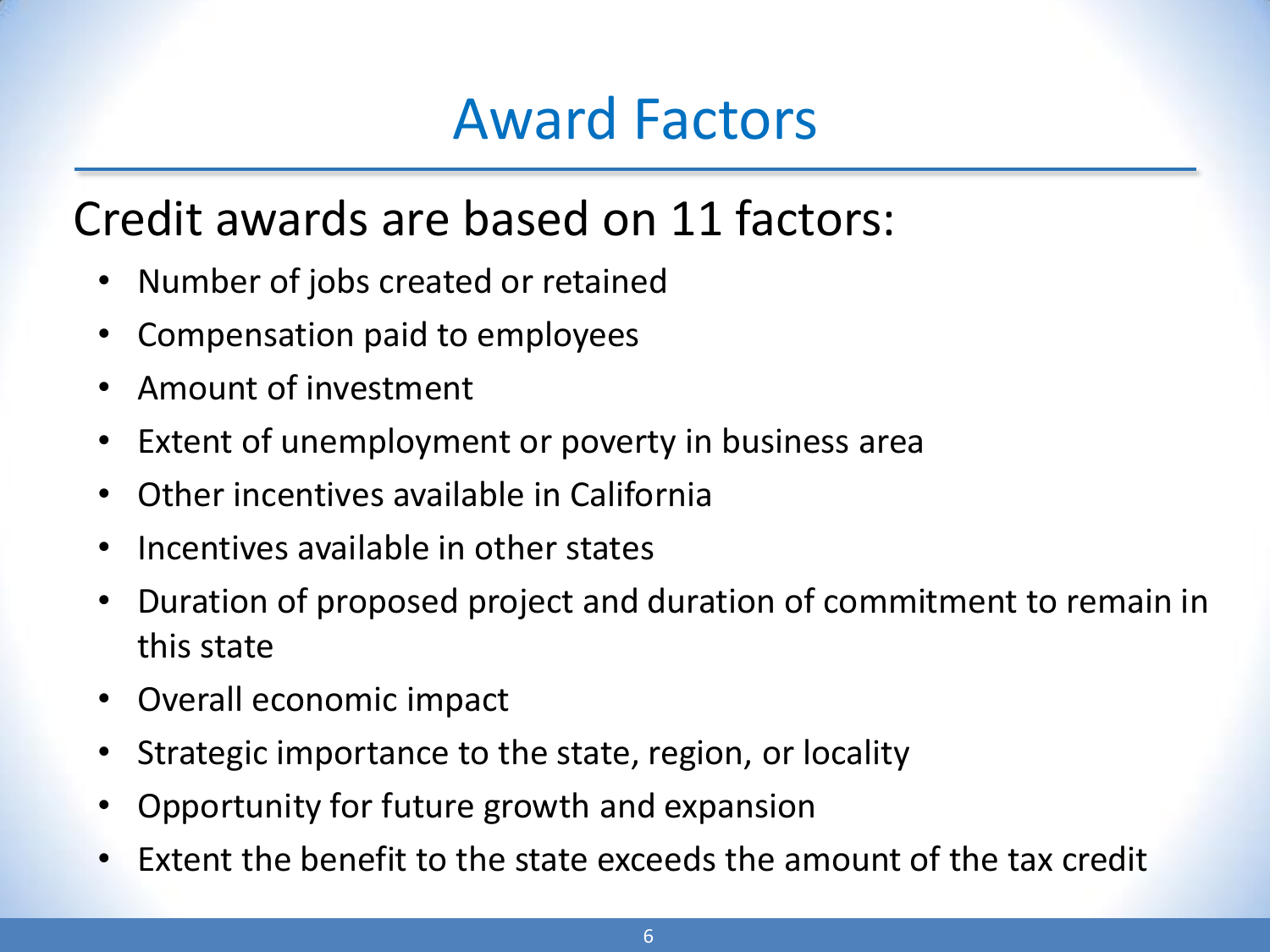# Award Factors

Credit awards are based on 11 factors:

- Number of jobs created or retained
- Compensation paid to employees
- Amount of investment
- Extent of unemployment or poverty in business area
- Other incentives available in California
- Incentives available in other states
- Duration of proposed project and duration of commitment to remain in this state
- Overall economic impact
- Strategic importance to the state, region, or locality
- Opportunity for future growth and expansion
- Extent the benefit to the state exceeds the amount of the tax credit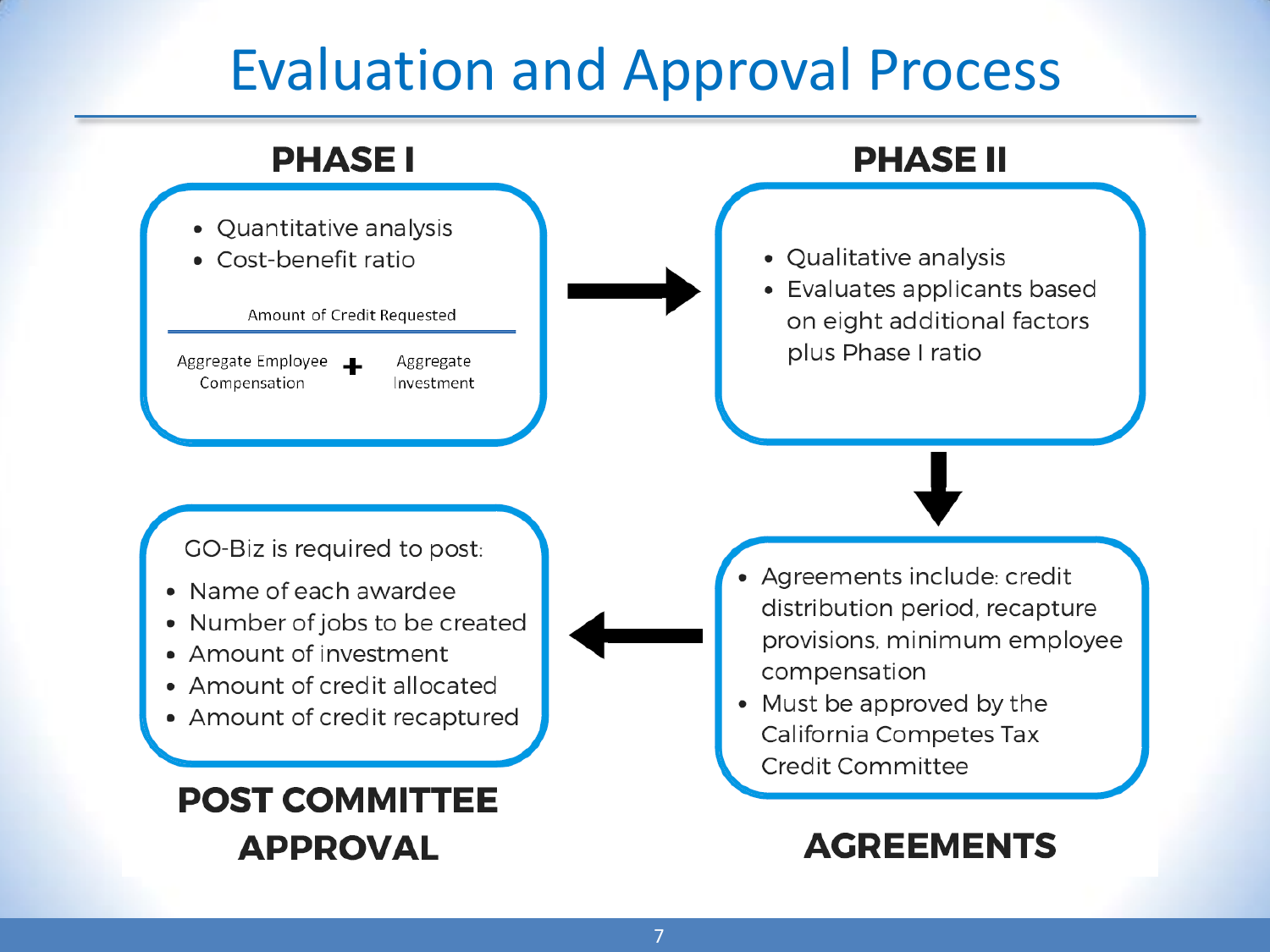# Evaluation and Approval Process

## PHASE I

- Quantitative analysis
- Cost-benefit ratio

$$\frac{\text{Amount of Credit Requested}}{\text{Aggregate Employee Compensation} + \text{Aggregate Investment}}$$

## PHASE II

- Qualitative analysis
- Evaluates applicants based on eight additional factors plus Phase I ratio

## AGREEMENTS

- Agreements include: credit distribution period, recapture provisions, minimum employee compensation
- Must be approved by the California Competes Tax Credit Committee

## POST COMMITTEE APPROVAL

GO-Biz is required to post:

- Name of each awardee
- Number of jobs to be created
- Amount of investment
- Amount of credit allocated
- Amount of credit recaptured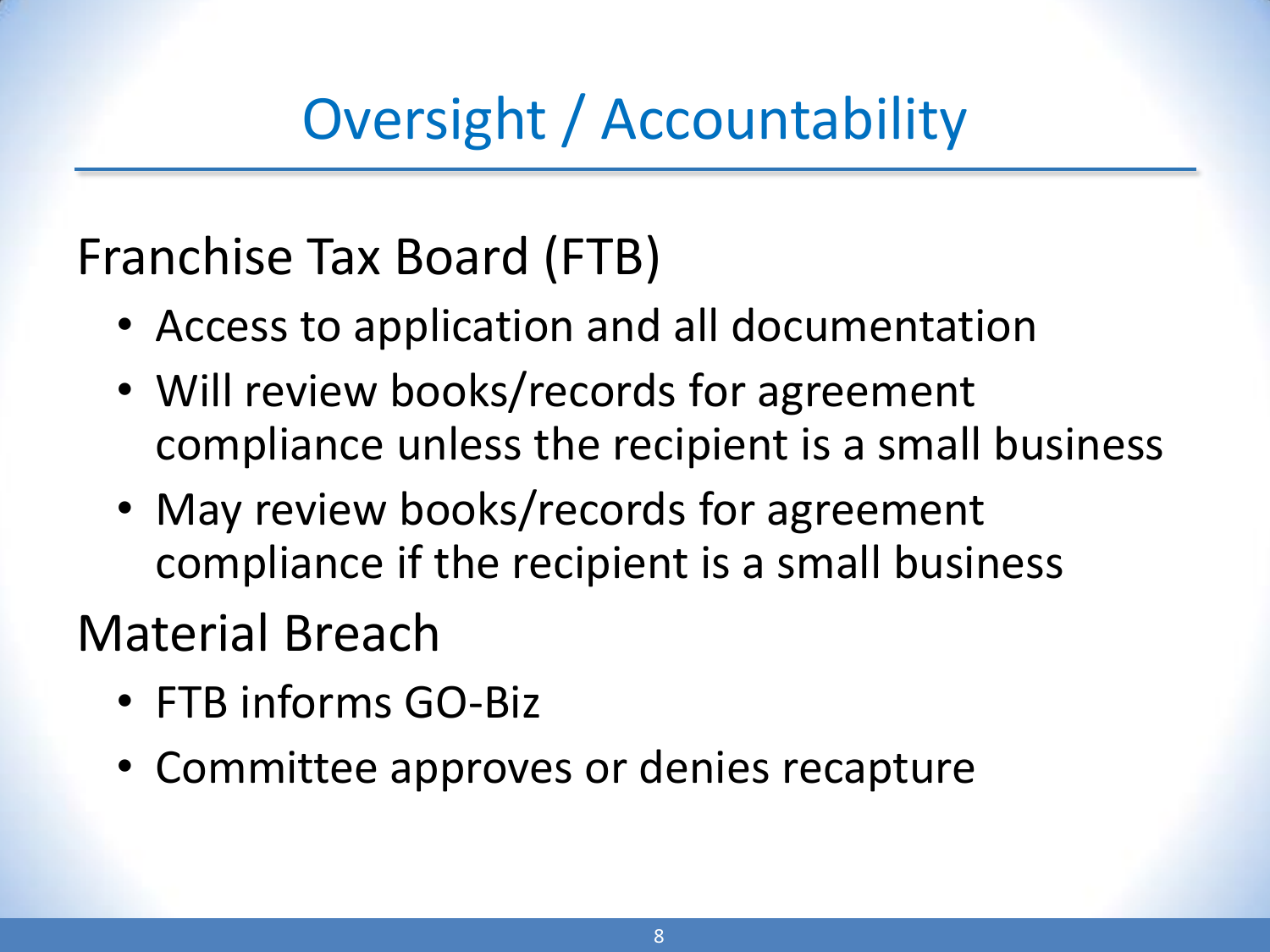# Oversight / Accountability

## Franchise Tax Board (FTB)

- Access to application and all documentation
- Will review books/records for agreement compliance unless the recipient is a small business
- May review books/records for agreement compliance if the recipient is a small business

## Material Breach

- FTB informs GO-Biz
- Committee approves or denies recapture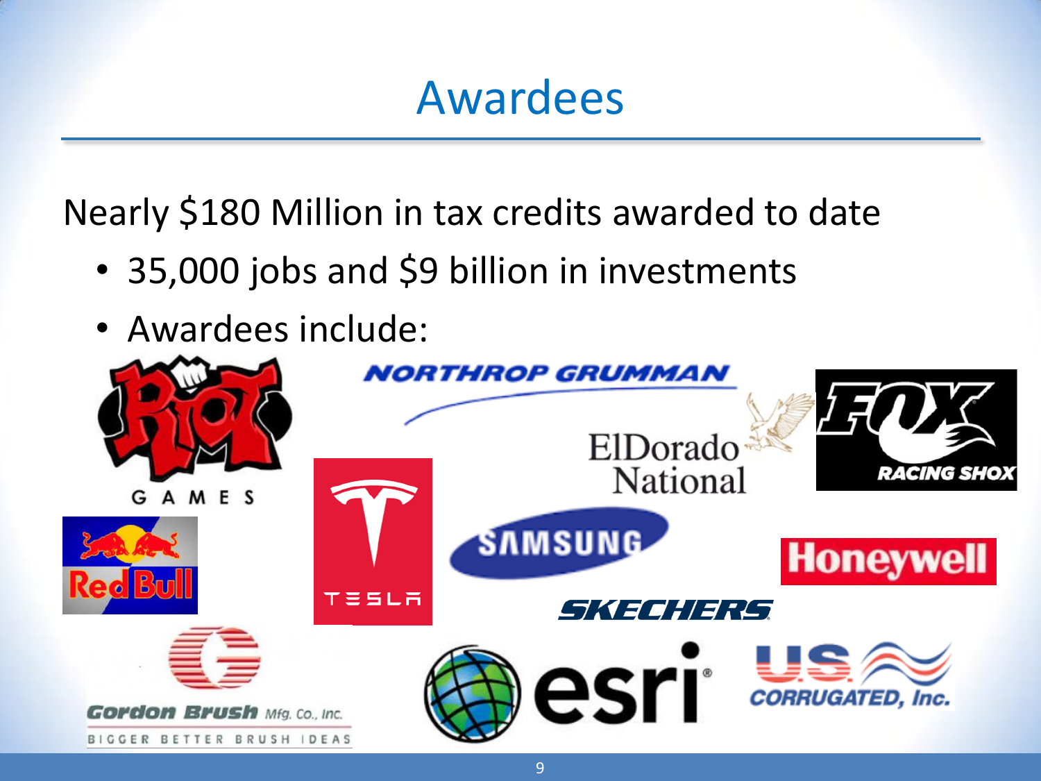# Awardees

Nearly $180 Million in tax credits awarded to date

- 35,000 jobs and $9 billion in investments
- Awardees include:

Riot Games, Northrop Grumman, ElDorado National, Fox Racing Shox, Red Bull, Tesla, Samsung, Honeywell, Skechers, Gordon Brush Mfg. Co., Inc. (Bigger Better Brush Ideas), esri, U.S. Corrugated, Inc.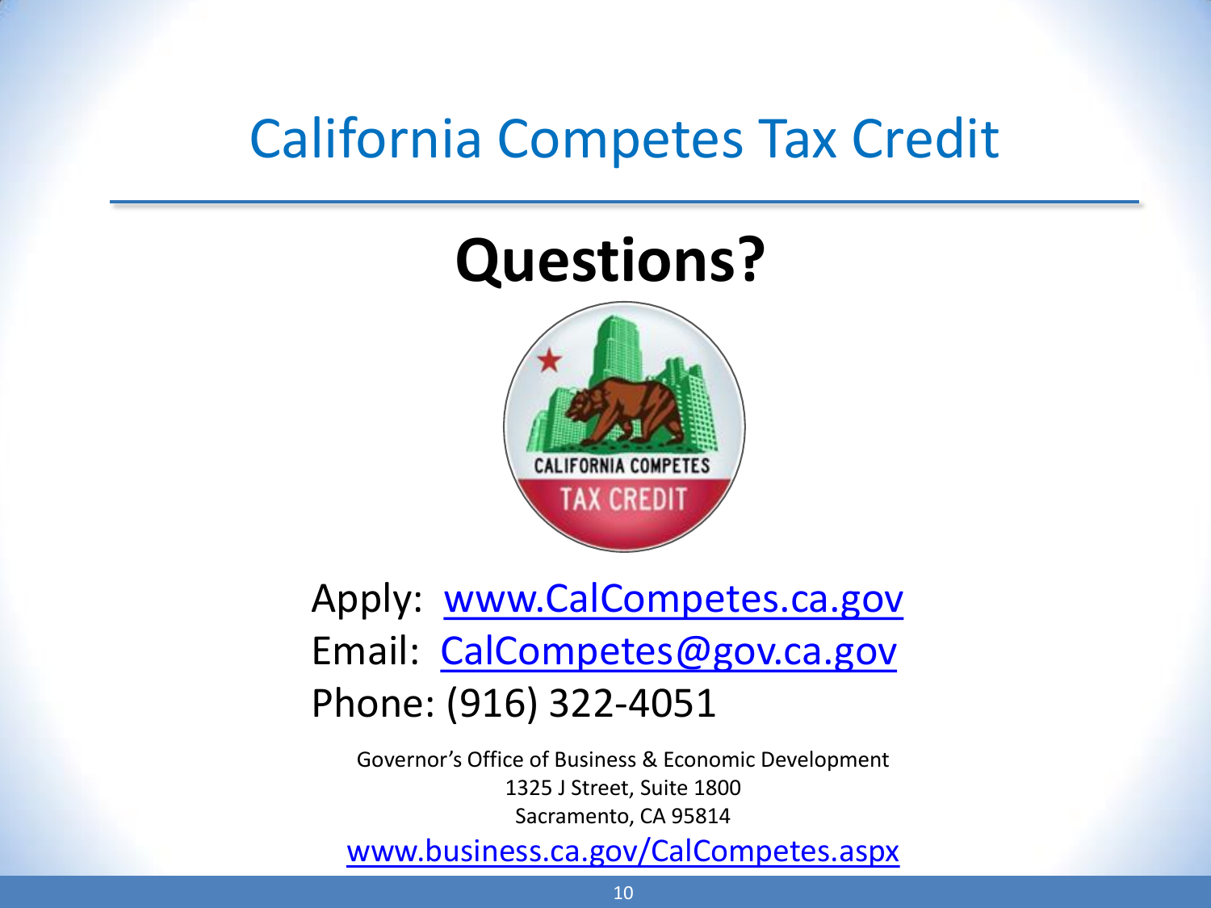# California Competes Tax Credit

## Questions?

Apply: [www.CalCompetes.ca.gov](http://www.CalCompetes.ca.gov)

Email: [CalCompetes@gov.ca.gov](mailto:CalCompetes@gov.ca.gov)

Phone: (916) 322-4051

Governor's Office of Business & Economic Development
1325 J Street, Suite 1800
Sacramento, CA 95814

[www.business.ca.gov/CalCompetes.aspx](http://www.business.ca.gov/CalCompetes.aspx)